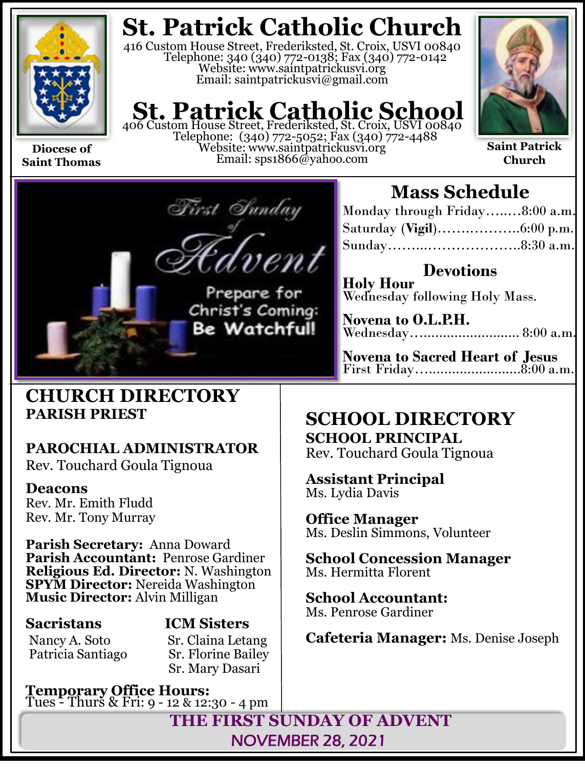# St. Patrick Catholic Church

416 Custom House Street, Frederiksted, St. Croix, USVI 00840
Telephone: 340 (340) 772-0138; Fax (340) 772-0142
Website: www.saintpatrickusvi.org
Email: saintpatrickusvi@gmail.com

# St. Patrick Catholic School

406 Custom House Street, Frederiksted, St. Croix, USVI 00840
Telephone: (340) 772-5052; Fax (340) 772-4488
Website: www.saintpatrickusvi.org
Email: sps1866@yahoo.com

**Diocese of Saint Thomas**

**Saint Patrick Church**

First Sunday of Advent

Prepare for Christ's Coming: Be Watchful!

## Mass Schedule

Monday through Friday……..8:00 a.m.
Saturday (**Vigil**)……………….6:00 p.m.
Sunday……..…………………..8:30 a.m.

### Devotions

**Holy Hour**
Wednesday following Holy Mass.

**Novena to O.L.P.H.**
Wednesday……………………….. 8:00 a.m.

**Novena to Sacred Heart of Jesus**
First Friday……………………...8:00 a.m.

## CHURCH DIRECTORY

**PARISH PRIEST**

**PAROCHIAL ADMINISTRATOR**
Rev. Touchard Goula Tignoua

**Deacons**
Rev. Mr. Emith Fludd
Rev. Mr. Tony Murray

**Parish Secretary:** Anna Doward
**Parish Accountant:** Penrose Gardiner
**Religious Ed. Director:** N. Washington
**SPYM Director:** Nereida Washington
**Music Director:** Alvin Milligan

**Sacristans**
Nancy A. Soto
Patricia Santiago

**ICM Sisters**
Sr. Claina Letang
Sr. Florine Bailey
Sr. Mary Dasari

**Temporary Office Hours:**
Tues - Thurs & Fri: 9 - 12 & 12:30 - 4 pm

## SCHOOL DIRECTORY

**SCHOOL PRINCIPAL**
Rev. Touchard Goula Tignoua

**Assistant Principal**
Ms. Lydia Davis

**Office Manager**
Ms. Deslin Simmons, Volunteer

**School Concession Manager**
Ms. Hermitta Florent

**School Accountant:**
Ms. Penrose Gardiner

**Cafeteria Manager:** Ms. Denise Joseph

**THE FIRST SUNDAY OF ADVENT**
**NOVEMBER 28, 2021**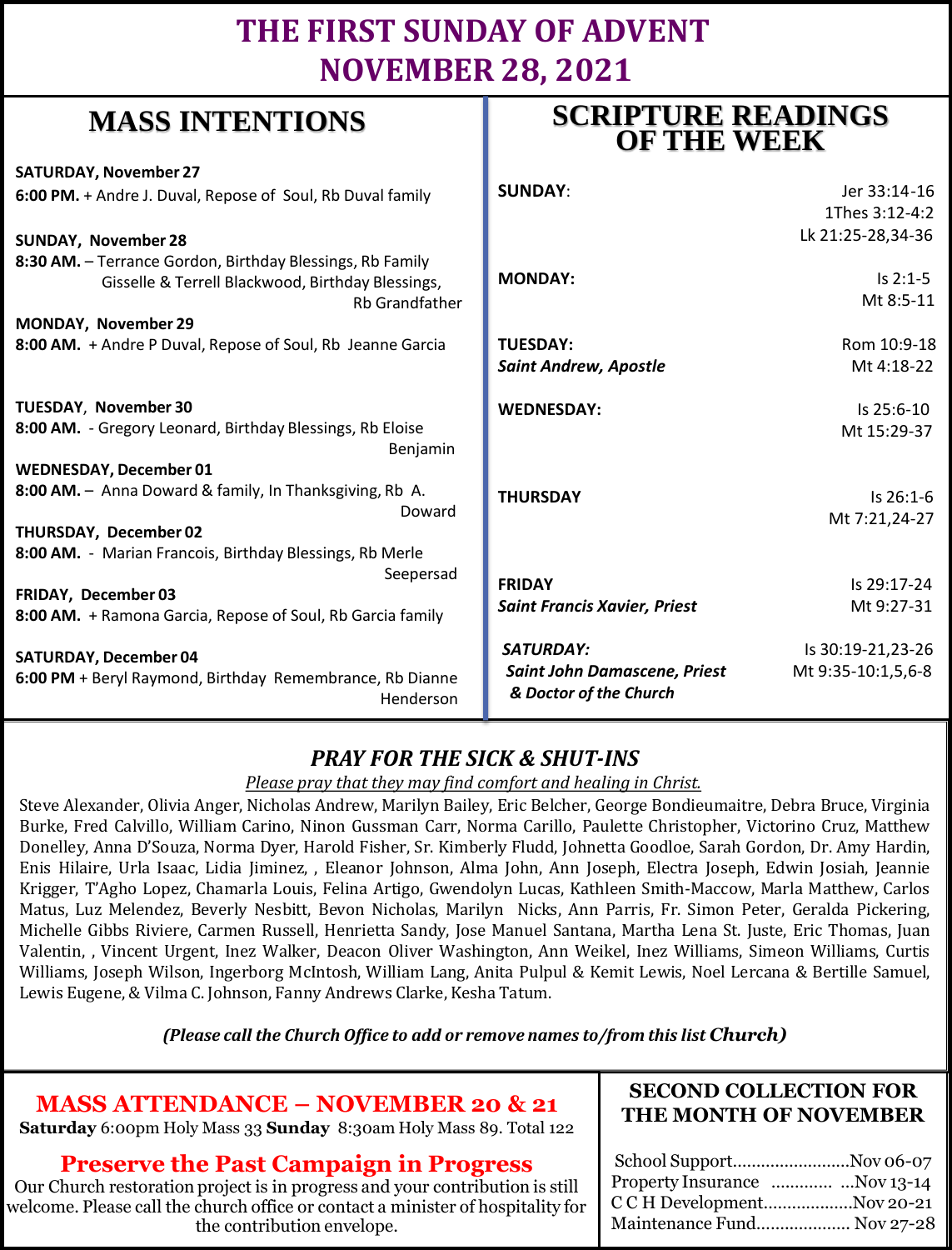# THE FIRST SUNDAY OF ADVENT
# NOVEMBER 28, 2021

## MASS INTENTIONS

**SATURDAY, November 27**
**6:00 PM.** + Andre J. Duval, Repose of Soul, Rb Duval family

**SUNDAY, November 28**
**8:30 AM.** – Terrance Gordon, Birthday Blessings, Rb Family
Gisselle & Terrell Blackwood, Birthday Blessings, Rb Grandfather

**MONDAY, November 29**
**8:00 AM.** + Andre P Duval, Repose of Soul, Rb Jeanne Garcia

**TUESDAY, November 30**
**8:00 AM.** - Gregory Leonard, Birthday Blessings, Rb Eloise Benjamin

**WEDNESDAY, December 01**
**8:00 AM.** – Anna Doward & family, In Thanksgiving, Rb A. Doward

**THURSDAY, December 02**
**8:00 AM.** - Marian Francois, Birthday Blessings, Rb Merle Seepersad

**FRIDAY, December 03**
**8:00 AM.** + Ramona Garcia, Repose of Soul, Rb Garcia family

**SATURDAY, December 04**
**6:00 PM** + Beryl Raymond, Birthday Remembrance, Rb Dianne Henderson

## SCRIPTURE READINGS OF THE WEEK

| | |
|---|---|
| **SUNDAY**: | Jer 33:14-16<br>1Thes 3:12-4:2<br>Lk 21:25-28,34-36 |
| **MONDAY:** | Is 2:1-5<br>Mt 8:5-11 |
| **TUESDAY:**<br>***Saint Andrew, Apostle*** | Rom 10:9-18<br>Mt 4:18-22 |
| **WEDNESDAY:** | Is 25:6-10<br>Mt 15:29-37 |
| **THURSDAY** | Is 26:1-6<br>Mt 7:21,24-27 |
| **FRIDAY**<br>***Saint Francis Xavier, Priest*** | Is 29:17-24<br>Mt 9:27-31 |
| ***SATURDAY:***<br>***Saint John Damascene, Priest & Doctor of the Church*** | Is 30:19-21,23-26<br>Mt 9:35-10:1,5,6-8 |

### *PRAY FOR THE SICK & SHUT-INS*

*Please pray that they may find comfort and healing in Christ.*

Steve Alexander, Olivia Anger, Nicholas Andrew, Marilyn Bailey, Eric Belcher, George Bondieumaitre, Debra Bruce, Virginia Burke, Fred Calvillo, William Carino, Ninon Gussman Carr, Norma Carillo, Paulette Christopher, Victorino Cruz, Matthew Donelley, Anna D'Souza, Norma Dyer, Harold Fisher, Sr. Kimberly Fludd, Johnetta Goodloe, Sarah Gordon, Dr. Amy Hardin, Enis Hilaire, Urla Isaac, Lidia Jiminez, , Eleanor Johnson, Alma John, Ann Joseph, Electra Joseph, Edwin Josiah, Jeannie Krigger, T'Agho Lopez, Chamarla Louis, Felina Artigo, Gwendolyn Lucas, Kathleen Smith-Maccow, Marla Matthew, Carlos Matus, Luz Melendez, Beverly Nesbitt, Bevon Nicholas, Marilyn Nicks, Ann Parris, Fr. Simon Peter, Geralda Pickering, Michelle Gibbs Riviere, Carmen Russell, Henrietta Sandy, Jose Manuel Santana, Martha Lena St. Juste, Eric Thomas, Juan Valentin, , Vincent Urgent, Inez Walker, Deacon Oliver Washington, Ann Weikel, Inez Williams, Simeon Williams, Curtis Williams, Joseph Wilson, Ingerborg McIntosh, William Lang, Anita Pulpul & Kemit Lewis, Noel Lercana & Bertille Samuel, Lewis Eugene, & Vilma C. Johnson, Fanny Andrews Clarke, Kesha Tatum.

***(Please call the Church Office to add or remove names to/from this list Church)***

### MASS ATTENDANCE – NOVEMBER 20 & 21

**Saturday** 6:00pm Holy Mass 33 **Sunday** 8:30am Holy Mass 89. Total 122

### Preserve the Past Campaign in Progress

Our Church restoration project is in progress and your contribution is still welcome. Please call the church office or contact a minister of hospitality for the contribution envelope.

### SECOND COLLECTION FOR THE MONTH OF NOVEMBER

School Support........................Nov 06-07
Property Insurance ............ ...Nov 13-14
C C H Development..................Nov 20-21
Maintenance Fund.................... Nov 27-28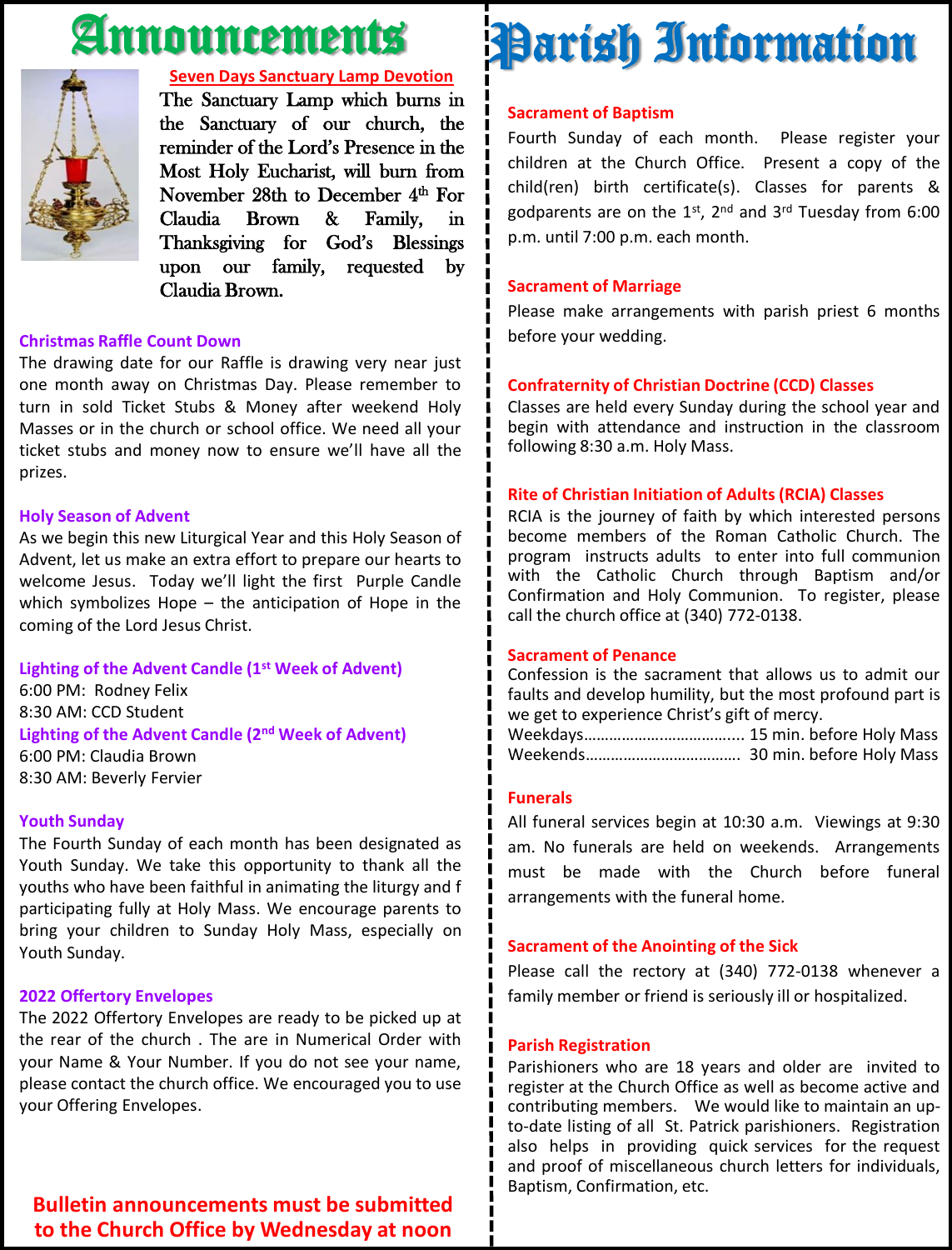# Announcements

**Seven Days Sanctuary Lamp Devotion**

The Sanctuary Lamp which burns in the Sanctuary of our church, the reminder of the Lord's Presence in the Most Holy Eucharist, will burn from November 28th to December 4th For Claudia Brown & Family, in Thanksgiving for God's Blessings upon our family, requested by Claudia Brown.

### Christmas Raffle Count Down

The drawing date for our Raffle is drawing very near just one month away on Christmas Day. Please remember to turn in sold Ticket Stubs & Money after weekend Holy Masses or in the church or school office. We need all your ticket stubs and money now to ensure we'll have all the prizes.

### Holy Season of Advent

As we begin this new Liturgical Year and this Holy Season of Advent, let us make an extra effort to prepare our hearts to welcome Jesus. Today we'll light the first Purple Candle which symbolizes Hope – the anticipation of Hope in the coming of the Lord Jesus Christ.

### Lighting of the Advent Candle (1st Week of Advent)

6:00 PM: Rodney Felix
8:30 AM: CCD Student

### Lighting of the Advent Candle (2nd Week of Advent)

6:00 PM: Claudia Brown
8:30 AM: Beverly Fervier

### Youth Sunday

The Fourth Sunday of each month has been designated as Youth Sunday. We take this opportunity to thank all the youths who have been faithful in animating the liturgy and f participating fully at Holy Mass. We encourage parents to bring your children to Sunday Holy Mass, especially on Youth Sunday.

### 2022 Offertory Envelopes

The 2022 Offertory Envelopes are ready to be picked up at the rear of the church . The are in Numerical Order with your Name & Your Number. If you do not see your name, please contact the church office. We encouraged you to use your Offering Envelopes.

**Bulletin announcements must be submitted to the Church Office by Wednesday at noon**

# Parish Information

### Sacrament of Baptism

Fourth Sunday of each month. Please register your children at the Church Office. Present a copy of the child(ren) birth certificate(s). Classes for parents & godparents are on the 1st, 2nd and 3rd Tuesday from 6:00 p.m. until 7:00 p.m. each month.

### Sacrament of Marriage

Please make arrangements with parish priest 6 months before your wedding.

### Confraternity of Christian Doctrine (CCD) Classes

Classes are held every Sunday during the school year and begin with attendance and instruction in the classroom following 8:30 a.m. Holy Mass.

### Rite of Christian Initiation of Adults (RCIA) Classes

RCIA is the journey of faith by which interested persons become members of the Roman Catholic Church. The program instructs adults to enter into full communion with the Catholic Church through Baptism and/or Confirmation and Holy Communion. To register, please call the church office at (340) 772-0138.

### Sacrament of Penance

Confession is the sacrament that allows us to admit our faults and develop humility, but the most profound part is we get to experience Christ's gift of mercy.

Weekdays………………………………... 15 min. before Holy Mass
Weekends………………………………. 30 min. before Holy Mass

### Funerals

All funeral services begin at 10:30 a.m. Viewings at 9:30 am. No funerals are held on weekends. Arrangements must be made with the Church before funeral arrangements with the funeral home.

### Sacrament of the Anointing of the Sick

Please call the rectory at (340) 772-0138 whenever a family member or friend is seriously ill or hospitalized.

### Parish Registration

Parishioners who are 18 years and older are invited to register at the Church Office as well as become active and contributing members. We would like to maintain an up-to-date listing of all St. Patrick parishioners. Registration also helps in providing quick services for the request and proof of miscellaneous church letters for individuals, Baptism, Confirmation, etc.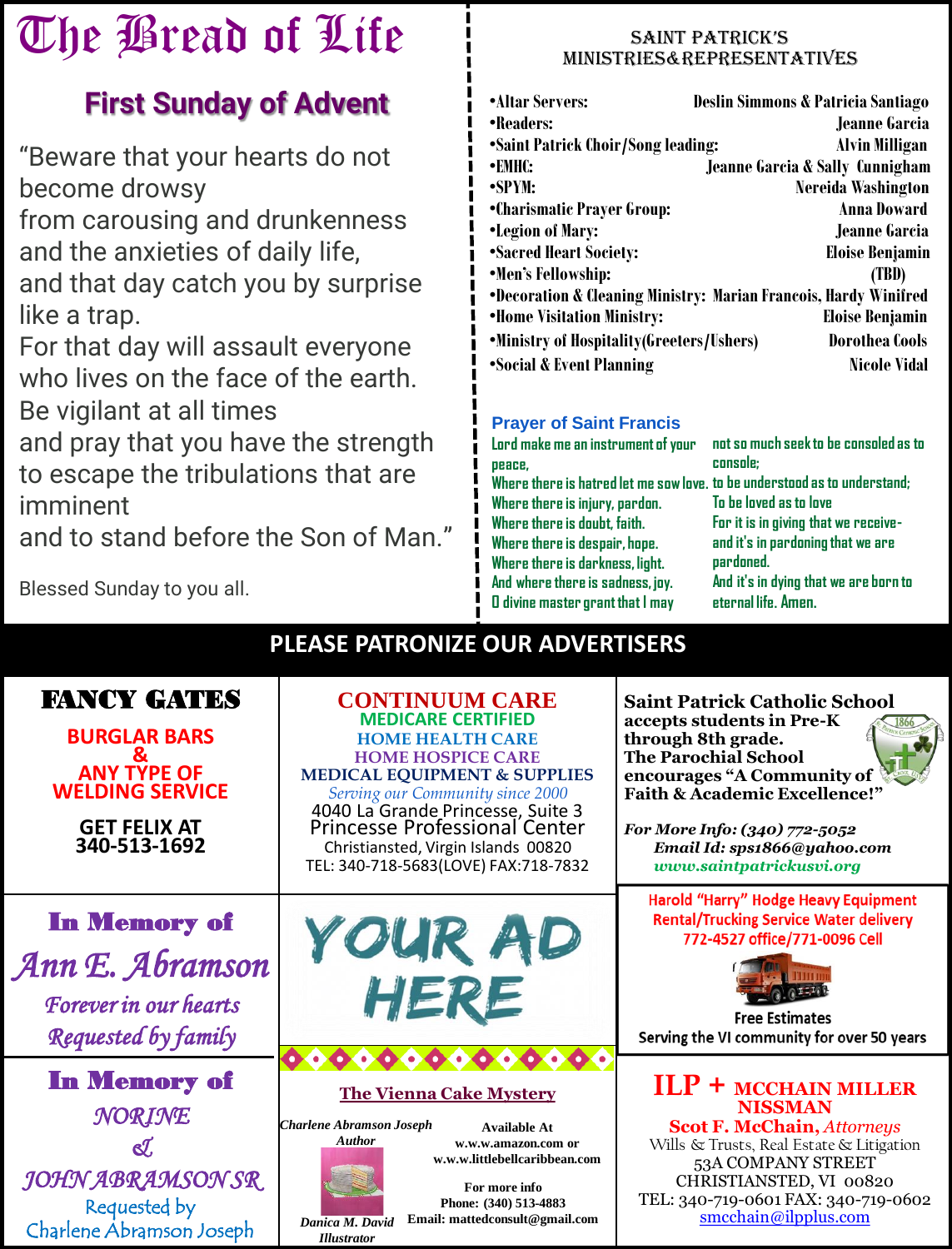# The Bread of Life

## First Sunday of Advent

"Beware that your hearts do not become drowsy
from carousing and drunkenness
and the anxieties of daily life,
and that day catch you by surprise
like a trap.
For that day will assault everyone
who lives on the face of the earth.
Be vigilant at all times
and pray that you have the strength
to escape the tribulations that are imminent
and to stand before the Son of Man."

Blessed Sunday to you all.

## SAINT PATRICK'S MINISTRIES & REPRESENTATIVES

- **Altar Servers:** Deslin Simmons & Patricia Santiago
- **Readers:** Jeanne Garcia
- **Saint Patrick Choir/Song leading:** Alvin Milligan
- **EMHC:** Jeanne Garcia & Sally Cunnigham
- **SPYM:** Nereida Washington
- **Charismatic Prayer Group:** Anna Doward
- **Legion of Mary:** Jeanne Garcia
- **Sacred Heart Society:** Eloise Benjamin
- **Men's Fellowship:** (TBD)
- **Decoration & Cleaning Ministry:** Marian Francois, Hardy Winifred
- **Home Visitation Ministry:** Eloise Benjamin
- **Ministry of Hospitality(Greeters/Ushers)** Dorothea Cools
- **Social & Event Planning** Nicole Vidal

### Prayer of Saint Francis

Lord make me an instrument of your peace,
Where there is hatred let me sow love.
Where there is injury, pardon.
Where there is doubt, faith.
Where there is despair, hope.
Where there is darkness, light.
And where there is sadness, joy.
O divine master grant that I may
not so much seek to be consoled as to console;
to be understood as to understand;
To be loved as to love
For it is in giving that we receive-
and it's in pardoning that we are pardoned.
And it's in dying that we are born to eternal life. Amen.

## PLEASE PATRONIZE OUR ADVERTISERS

**FANCY GATES**
BURGLAR BARS & ANY TYPE OF WELDING SERVICE
GET FELIX AT 340-513-1692

**CONTINUUM CARE**
MEDICARE CERTIFIED
HOME HEALTH CARE
HOME HOSPICE CARE
MEDICAL EQUIPMENT & SUPPLIES
*Serving our Community since 2000*
4040 La Grande Princesse, Suite 3
Princesse Professional Center
Christiansted, Virgin Islands 00820
TEL: 340-718-5683(LOVE) FAX:718-7832

**Saint Patrick Catholic School** accepts students in Pre-K through 8th grade.
The Parochial School encourages "A Community of Faith & Academic Excellence!"
*For More Info: (340) 772-5052*
*Email Id: sps1866@yahoo.com*
*www.saintpatrickusvi.org*

**In Memory of**
*Ann E. Abramson*
*Forever in our hearts*
*Requested by family*

YOUR AD HERE

Harold "Harry" Hodge Heavy Equipment Rental/Trucking Service Water delivery
772-4527 office/771-0096 Cell
Free Estimates
Serving the VI community for over 50 years

**In Memory of**
*NORINE & JOHN ABRAMSON SR*
Requested by Charlene Abramson Joseph

**The Vienna Cake Mystery**
*Charlene Abramson Joseph* *Author*
Available At w.w.w.amazon.com or w.w.w.littlebellcaribbean.com
For more info
Phone: (340) 513-4883
Email: mattedconsult@gmail.com
*Danica M. David* *Illustrator*

**ILP + MCCHAIN MILLER NISSMAN**
**Scot F. McChain,** *Attorneys*
Wills & Trusts, Real Estate & Litigation
53A COMPANY STREET
CHRISTIANSTED, VI 00820
TEL: 340-719-0601 FAX: 340-719-0602
smcchain@ilpplus.com